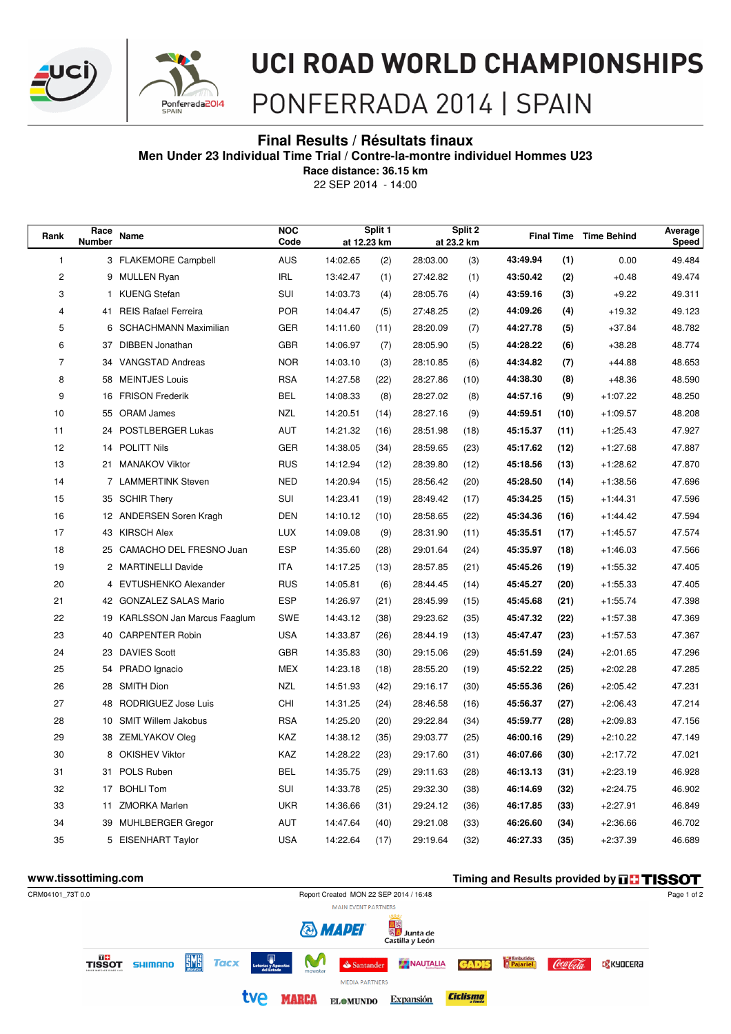# UCI ROAD WORLD CHAMPIONSHIPS

PONFERRADA 2014 | SPAIN

## Final Results / Résultats finaux

### Men Under 23 Individual Time Trial / Contre-la-montre individuel Hommes U23

**Race distance: 36.15 km**

22 SEP 2014 - 14:00

| Rank | Race Number | Name | NOC Code | Split 1 at 12.23 km | | Split 2 at 23.2 km | | Final Time | | Time Behind | Average Speed |
|---|---|---|---|---|---|---|---|---|---|---|---|
| 1 | 3 | FLAKEMORE Campbell | AUS | 14:02.65 | (2) | 28:03.00 | (3) | **43:49.94** | **(1)** | 0.00 | 49.484 |
| 2 | 9 | MULLEN Ryan | IRL | 13:42.47 | (1) | 27:42.82 | (1) | **43:50.42** | **(2)** | +0.48 | 49.474 |
| 3 | 1 | KUENG Stefan | SUI | 14:03.73 | (4) | 28:05.76 | (4) | **43:59.16** | **(3)** | +9.22 | 49.311 |
| 4 | 41 | REIS Rafael Ferreira | POR | 14:04.47 | (5) | 27:48.25 | (2) | **44:09.26** | **(4)** | +19.32 | 49.123 |
| 5 | 6 | SCHACHMANN Maximilian | GER | 14:11.60 | (11) | 28:20.09 | (7) | **44:27.78** | **(5)** | +37.84 | 48.782 |
| 6 | 37 | DIBBEN Jonathan | GBR | 14:06.97 | (7) | 28:05.90 | (5) | **44:28.22** | **(6)** | +38.28 | 48.774 |
| 7 | 34 | VANGSTAD Andreas | NOR | 14:03.10 | (3) | 28:10.85 | (6) | **44:34.82** | **(7)** | +44.88 | 48.653 |
| 8 | 58 | MEINTJES Louis | RSA | 14:27.58 | (22) | 28:27.86 | (10) | **44:38.30** | **(8)** | +48.36 | 48.590 |
| 9 | 16 | FRISON Frederik | BEL | 14:08.33 | (8) | 28:27.02 | (8) | **44:57.16** | **(9)** | +1:07.22 | 48.250 |
| 10 | 55 | ORAM James | NZL | 14:20.51 | (14) | 28:27.16 | (9) | **44:59.51** | **(10)** | +1:09.57 | 48.208 |
| 11 | 24 | POSTLBERGER Lukas | AUT | 14:21.32 | (16) | 28:51.98 | (18) | **45:15.37** | **(11)** | +1:25.43 | 47.927 |
| 12 | 14 | POLITT Nils | GER | 14:38.05 | (34) | 28:59.65 | (23) | **45:17.62** | **(12)** | +1:27.68 | 47.887 |
| 13 | 21 | MANAKOV Viktor | RUS | 14:12.94 | (12) | 28:39.80 | (12) | **45:18.56** | **(13)** | +1:28.62 | 47.870 |
| 14 | 7 | LAMMERTINK Steven | NED | 14:20.94 | (15) | 28:56.42 | (20) | **45:28.50** | **(14)** | +1:38.56 | 47.696 |
| 15 | 35 | SCHIR Thery | SUI | 14:23.41 | (19) | 28:49.42 | (17) | **45:34.25** | **(15)** | +1:44.31 | 47.596 |
| 16 | 12 | ANDERSEN Soren Kragh | DEN | 14:10.12 | (10) | 28:58.65 | (22) | **45:34.36** | **(16)** | +1:44.42 | 47.594 |
| 17 | 43 | KIRSCH Alex | LUX | 14:09.08 | (9) | 28:31.90 | (11) | **45:35.51** | **(17)** | +1:45.57 | 47.574 |
| 18 | 25 | CAMACHO DEL FRESNO Juan | ESP | 14:35.60 | (28) | 29:01.64 | (24) | **45:35.97** | **(18)** | +1:46.03 | 47.566 |
| 19 | 2 | MARTINELLI Davide | ITA | 14:17.25 | (13) | 28:57.85 | (21) | **45:45.26** | **(19)** | +1:55.32 | 47.405 |
| 20 | 4 | EVTUSHENKO Alexander | RUS | 14:05.81 | (6) | 28:44.45 | (14) | **45:45.27** | **(20)** | +1:55.33 | 47.405 |
| 21 | 42 | GONZALEZ SALAS Mario | ESP | 14:26.97 | (21) | 28:45.99 | (15) | **45:45.68** | **(21)** | +1:55.74 | 47.398 |
| 22 | 19 | KARLSSON Jan Marcus Faaglum | SWE | 14:43.12 | (38) | 29:23.62 | (35) | **45:47.32** | **(22)** | +1:57.38 | 47.369 |
| 23 | 40 | CARPENTER Robin | USA | 14:33.87 | (26) | 28:44.19 | (13) | **45:47.47** | **(23)** | +1:57.53 | 47.367 |
| 24 | 23 | DAVIES Scott | GBR | 14:35.83 | (30) | 29:15.06 | (29) | **45:51.59** | **(24)** | +2:01.65 | 47.296 |
| 25 | 54 | PRADO Ignacio | MEX | 14:23.18 | (18) | 28:55.20 | (19) | **45:52.22** | **(25)** | +2:02.28 | 47.285 |
| 26 | 28 | SMITH Dion | NZL | 14:51.93 | (42) | 29:16.17 | (30) | **45:55.36** | **(26)** | +2:05.42 | 47.231 |
| 27 | 48 | RODRIGUEZ Jose Luis | CHI | 14:31.25 | (24) | 28:46.58 | (16) | **45:56.37** | **(27)** | +2:06.43 | 47.214 |
| 28 | 10 | SMIT Willem Jakobus | RSA | 14:25.20 | (20) | 29:22.84 | (34) | **45:59.77** | **(28)** | +2:09.83 | 47.156 |
| 29 | 38 | ZEMLYAKOV Oleg | KAZ | 14:38.12 | (35) | 29:03.77 | (25) | **46:00.16** | **(29)** | +2:10.22 | 47.149 |
| 30 | 8 | OKISHEV Viktor | KAZ | 14:28.22 | (23) | 29:17.60 | (31) | **46:07.66** | **(30)** | +2:17.72 | 47.021 |
| 31 | 31 | POLS Ruben | BEL | 14:35.75 | (29) | 29:11.63 | (28) | **46:13.13** | **(31)** | +2:23.19 | 46.928 |
| 32 | 17 | BOHLI Tom | SUI | 14:33.78 | (25) | 29:32.30 | (38) | **46:14.69** | **(32)** | +2:24.75 | 46.902 |
| 33 | 11 | ZMORKA Marlen | UKR | 14:36.66 | (31) | 29:24.12 | (36) | **46:17.85** | **(33)** | +2:27.91 | 46.849 |
| 34 | 39 | MUHLBERGER Gregor | AUT | 14:47.64 | (40) | 29:21.08 | (33) | **46:26.60** | **(34)** | +2:36.66 | 46.702 |
| 35 | 5 | EISENHART Taylor | USA | 14:22.64 | (17) | 29:19.64 | (32) | **46:27.33** | **(35)** | +2:37.39 | 46.689 |

www.tissottiming.com

Timing and Results provided by TISSOT

CRM04101_73T 0.0

Report Created MON 22 SEP 2014 / 16:48

MAIN EVENT PARTNERS

MEDIA PARTNERS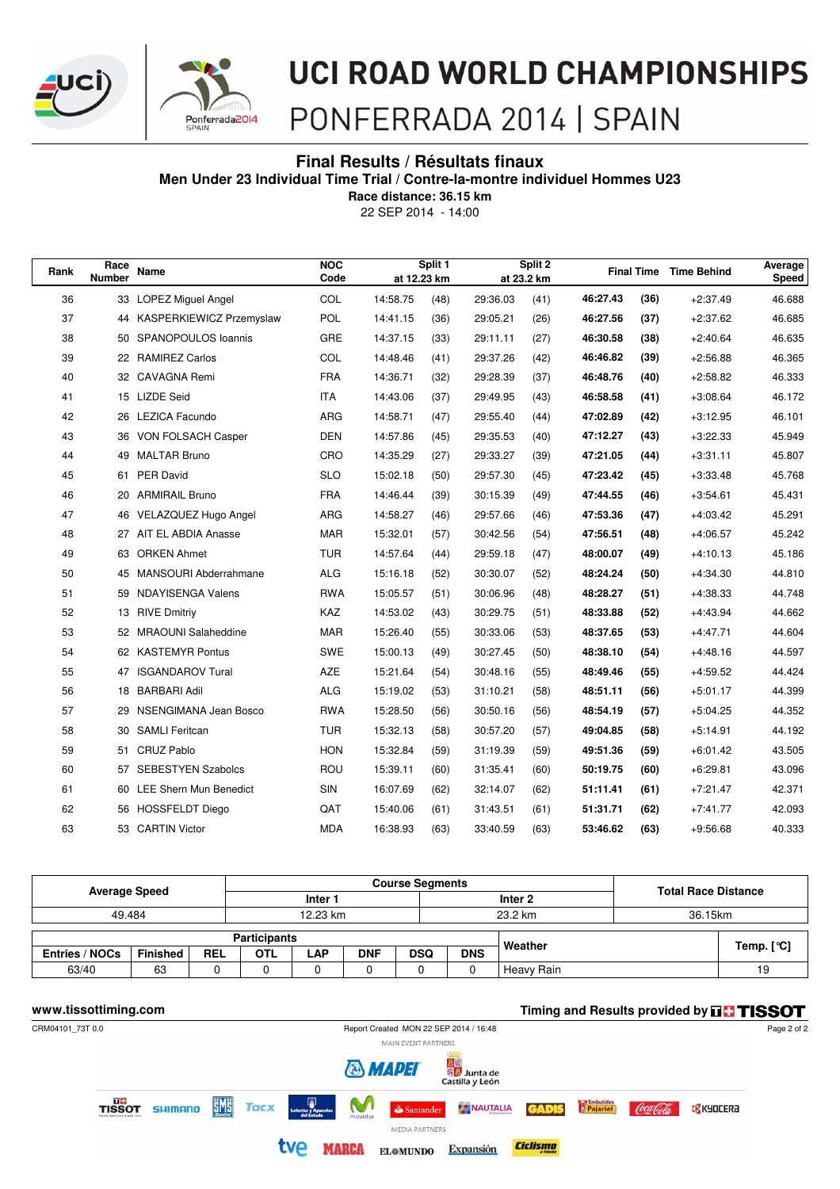# UCI ROAD WORLD CHAMPIONSHIPS

PONFERRADA 2014 | SPAIN

## Final Results / Résultats finaux

**Men Under 23 Individual Time Trial / Contre-la-montre individuel Hommes U23**

**Race distance: 36.15 km**

22 SEP 2014 - 14:00

| Rank | Race Number | Name | NOC Code | Split 1 at 12.23 km | | Split 2 at 23.2 km | | Final Time | | Time Behind | Average Speed |
|---|---|---|---|---|---|---|---|---|---|---|---|
| 36 | 33 | LOPEZ Miguel Angel | COL | 14:58.75 | (48) | 29:36.03 | (41) | **46:27.43** | **(36)** | +2:37.49 | 46.688 |
| 37 | 44 | KASPERKIEWICZ Przemyslaw | POL | 14:41.15 | (36) | 29:05.21 | (26) | **46:27.56** | **(37)** | +2:37.62 | 46.685 |
| 38 | 50 | SPANOPOULOS Ioannis | GRE | 14:37.15 | (33) | 29:11.11 | (27) | **46:30.58** | **(38)** | +2:40.64 | 46.635 |
| 39 | 22 | RAMIREZ Carlos | COL | 14:48.46 | (41) | 29:37.26 | (42) | **46:46.82** | **(39)** | +2:56.88 | 46.365 |
| 40 | 32 | CAVAGNA Remi | FRA | 14:36.71 | (32) | 29:28.39 | (37) | **46:48.76** | **(40)** | +2:58.82 | 46.333 |
| 41 | 15 | LIZDE Seid | ITA | 14:43.06 | (37) | 29:49.95 | (43) | **46:58.58** | **(41)** | +3:08.64 | 46.172 |
| 42 | 26 | LEZICA Facundo | ARG | 14:58.71 | (47) | 29:55.40 | (44) | **47:02.89** | **(42)** | +3:12.95 | 46.101 |
| 43 | 36 | VON FOLSACH Casper | DEN | 14:57.86 | (45) | 29:35.53 | (40) | **47:12.27** | **(43)** | +3:22.33 | 45.949 |
| 44 | 49 | MALTAR Bruno | CRO | 14:35.29 | (27) | 29:33.27 | (39) | **47:21.05** | **(44)** | +3:31.11 | 45.807 |
| 45 | 61 | PER David | SLO | 15:02.18 | (50) | 29:57.30 | (45) | **47:23.42** | **(45)** | +3:33.48 | 45.768 |
| 46 | 20 | ARMIRAIL Bruno | FRA | 14:46.44 | (39) | 30:15.39 | (49) | **47:44.55** | **(46)** | +3:54.61 | 45.431 |
| 47 | 46 | VELAZQUEZ Hugo Angel | ARG | 14:58.27 | (46) | 29:57.66 | (46) | **47:53.36** | **(47)** | +4:03.42 | 45.291 |
| 48 | 27 | AIT EL ABDIA Anasse | MAR | 15:32.01 | (57) | 30:42.56 | (54) | **47:56.51** | **(48)** | +4:06.57 | 45.242 |
| 49 | 63 | ORKEN Ahmet | TUR | 14:57.64 | (44) | 29:59.18 | (47) | **48:00.07** | **(49)** | +4:10.13 | 45.186 |
| 50 | 45 | MANSOURI Abderrahmane | ALG | 15:16.18 | (52) | 30:30.07 | (52) | **48:24.24** | **(50)** | +4:34.30 | 44.810 |
| 51 | 59 | NDAYISENGA Valens | RWA | 15:05.57 | (51) | 30:06.96 | (48) | **48:28.27** | **(51)** | +4:38.33 | 44.748 |
| 52 | 13 | RIVE Dmitriy | KAZ | 14:53.02 | (43) | 30:29.75 | (51) | **48:33.88** | **(52)** | +4:43.94 | 44.662 |
| 53 | 52 | MRAOUNI Salaheddine | MAR | 15:26.40 | (55) | 30:33.06 | (53) | **48:37.65** | **(53)** | +4:47.71 | 44.604 |
| 54 | 62 | KASTEMYR Pontus | SWE | 15:00.13 | (49) | 30:27.45 | (50) | **48:38.10** | **(54)** | +4:48.16 | 44.597 |
| 55 | 47 | ISGANDAROV Tural | AZE | 15:21.64 | (54) | 30:48.16 | (55) | **48:49.46** | **(55)** | +4:59.52 | 44.424 |
| 56 | 18 | BARBARI Adil | ALG | 15:19.02 | (53) | 31:10.21 | (58) | **48:51.11** | **(56)** | +5:01.17 | 44.399 |
| 57 | 29 | NSENGIMANA Jean Bosco | RWA | 15:28.50 | (56) | 30:50.16 | (56) | **48:54.19** | **(57)** | +5:04.25 | 44.352 |
| 58 | 30 | SAMLI Feritcan | TUR | 15:32.13 | (58) | 30:57.20 | (57) | **49:04.85** | **(58)** | +5:14.91 | 44.192 |
| 59 | 51 | CRUZ Pablo | HON | 15:32.84 | (59) | 31:19.39 | (59) | **49:51.36** | **(59)** | +6:01.42 | 43.505 |
| 60 | 57 | SEBESTYEN Szabolcs | ROU | 15:39.11 | (60) | 31:35.41 | (60) | **50:19.75** | **(60)** | +6:29.81 | 43.096 |
| 61 | 60 | LEE Shern Mun Benedict | SIN | 16:07.69 | (62) | 32:14.07 | (62) | **51:11.41** | **(61)** | +7:21.47 | 42.371 |
| 62 | 56 | HOSSFELDT Diego | QAT | 15:40.06 | (61) | 31:43.51 | (61) | **51:31.71** | **(62)** | +7:41.77 | 42.093 |
| 63 | 53 | CARTIN Victor | MDA | 16:38.93 | (63) | 33:40.59 | (63) | **53:46.62** | **(63)** | +9:56.68 | 40.333 |

| Average Speed | Course Segments | | Total Race Distance |
|---|---|---|---|
| | Inter 1 | Inter 2 | |
| 49.484 | 12.23 km | 23.2 km | 36.15km |

| Participants | | | | | | | | Weather | Temp. [℃] |
|---|---|---|---|---|---|---|---|---|---|
| Entries / NOCs | Finished | REL | OTL | LAP | DNF | DSQ | DNS | | |
| 63/40 | 63 | 0 | 0 | 0 | 0 | 0 | 0 | Heavy Rain | 19 |

www.tissottiming.com

Timing and Results provided by TISSOT

CRM04101_73T 0.0

Report Created MON 22 SEP 2014 / 16:48

MAIN EVENT PARTNERS

MEDIA PARTNERS